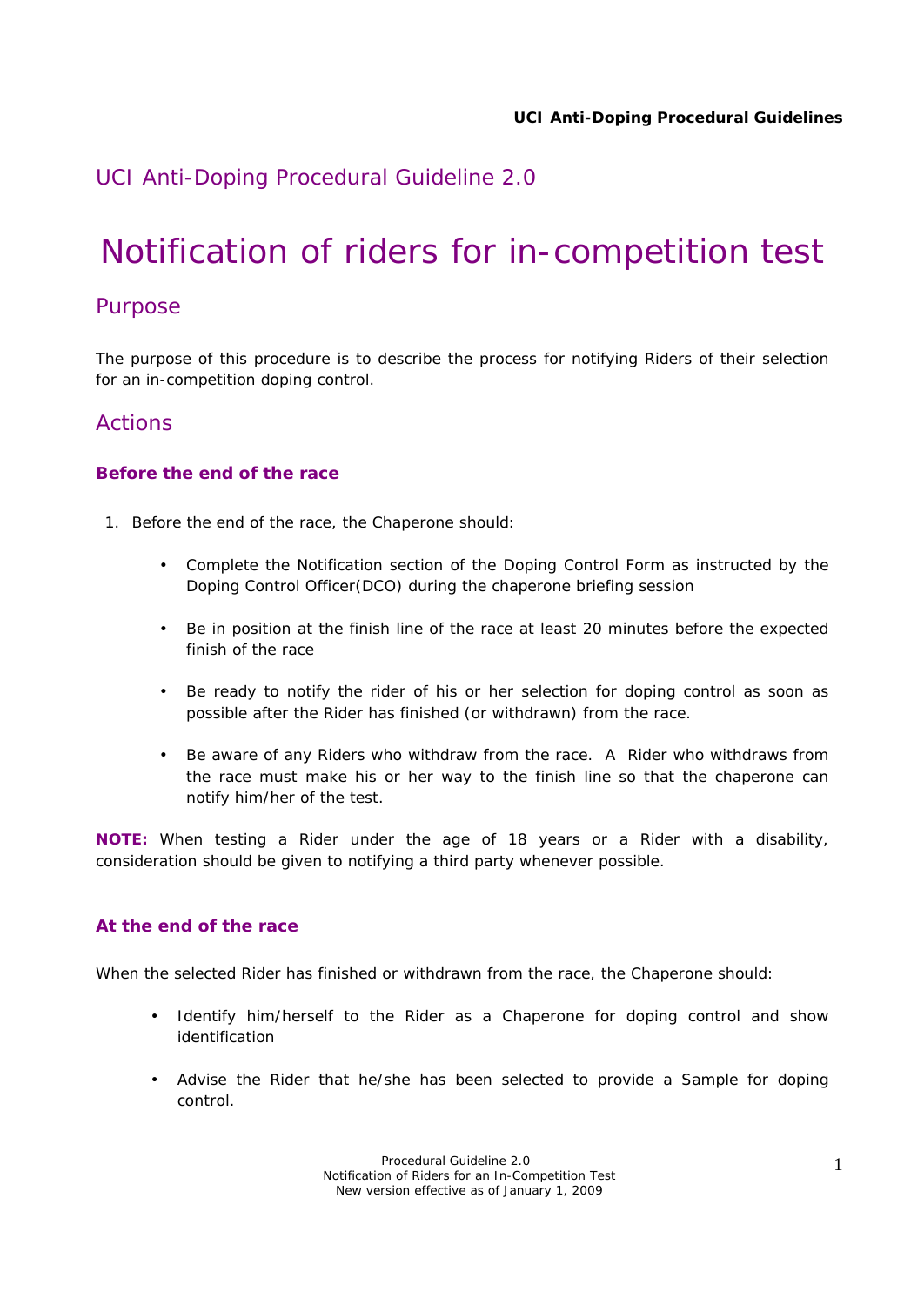## UCI Anti-Doping Procedural Guideline 2.0

# Notification of riders for in-competition test

## Purpose

The purpose of this procedure is to describe the process for notifying Riders of their selection for an in-competition doping control.

## Actions

### Before the end of the race

1. Before the end of the race, the Chaperone should:

   - Complete the Notification section of the Doping Control Form as instructed by the Doping Control Officer(DCO) during the chaperone briefing session
   - Be in position at the finish line of the race at least 20 minutes before the expected finish of the race
   - Be ready to notify the rider of his or her selection for doping control as soon as possible after the Rider has finished (or withdrawn) from the race.
   - Be aware of any Riders who withdraw from the race. A Rider who withdraws from the race must make his or her way to the finish line so that the chaperone can notify him/her of the test.

**NOTE:** When testing a Rider under the age of 18 years or a Rider with a disability, consideration should be given to notifying a third party whenever possible.

### At the end of the race

When the selected Rider has finished or withdrawn from the race, the Chaperone should:

- Identify him/herself to the Rider as a Chaperone for doping control and show identification
- Advise the Rider that he/she has been selected to provide a Sample for doping control.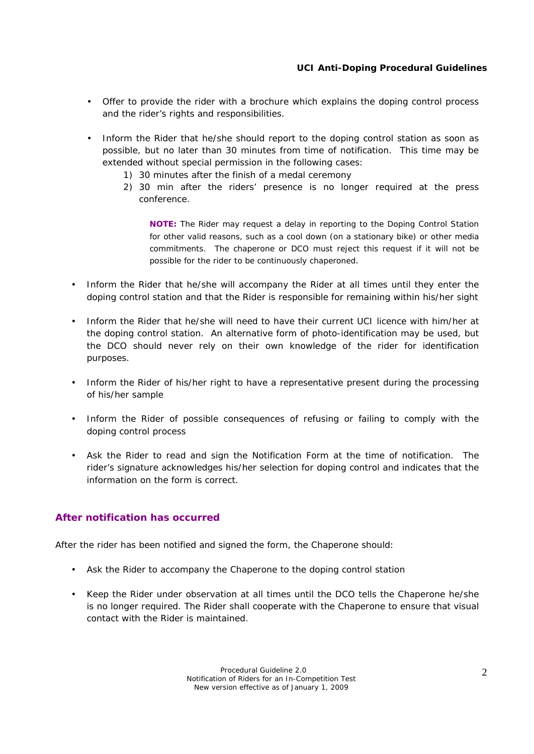- Offer to provide the rider with a brochure which explains the doping control process and the rider's rights and responsibilities.

- Inform the Rider that he/she should report to the doping control station as soon as possible, but no later than 30 minutes from time of notification. This time may be extended without special permission in the following cases:
  1) 30 minutes after the finish of a medal ceremony
  2) 30 min after the riders' presence is no longer required at the press conference.

  **NOTE:** The Rider may request a delay in reporting to the Doping Control Station for other valid reasons, such as a cool down (on a stationary bike) or other media commitments. The chaperone or DCO must reject this request if it will not be possible for the rider to be continuously chaperoned.

- Inform the Rider that he/she will accompany the Rider at all times until they enter the doping control station and that the Rider is responsible for remaining within his/her sight

- Inform the Rider that he/she will need to have their current UCI licence with him/her at the doping control station. An alternative form of photo-identification may be used, but the DCO should never rely on their own knowledge of the rider for identification purposes.

- Inform the Rider of his/her right to have a representative present during the processing of his/her sample

- Inform the Rider of possible consequences of refusing or failing to comply with the doping control process

- Ask the Rider to read and sign the Notification Form at the time of notification. The rider's signature acknowledges his/her selection for doping control and indicates that the information on the form is correct.

## After notification has occurred

After the rider has been notified and signed the form, the Chaperone should:

- Ask the Rider to accompany the Chaperone to the doping control station

- Keep the Rider under observation at all times until the DCO tells the Chaperone he/she is no longer required. The Rider shall cooperate with the Chaperone to ensure that visual contact with the Rider is maintained.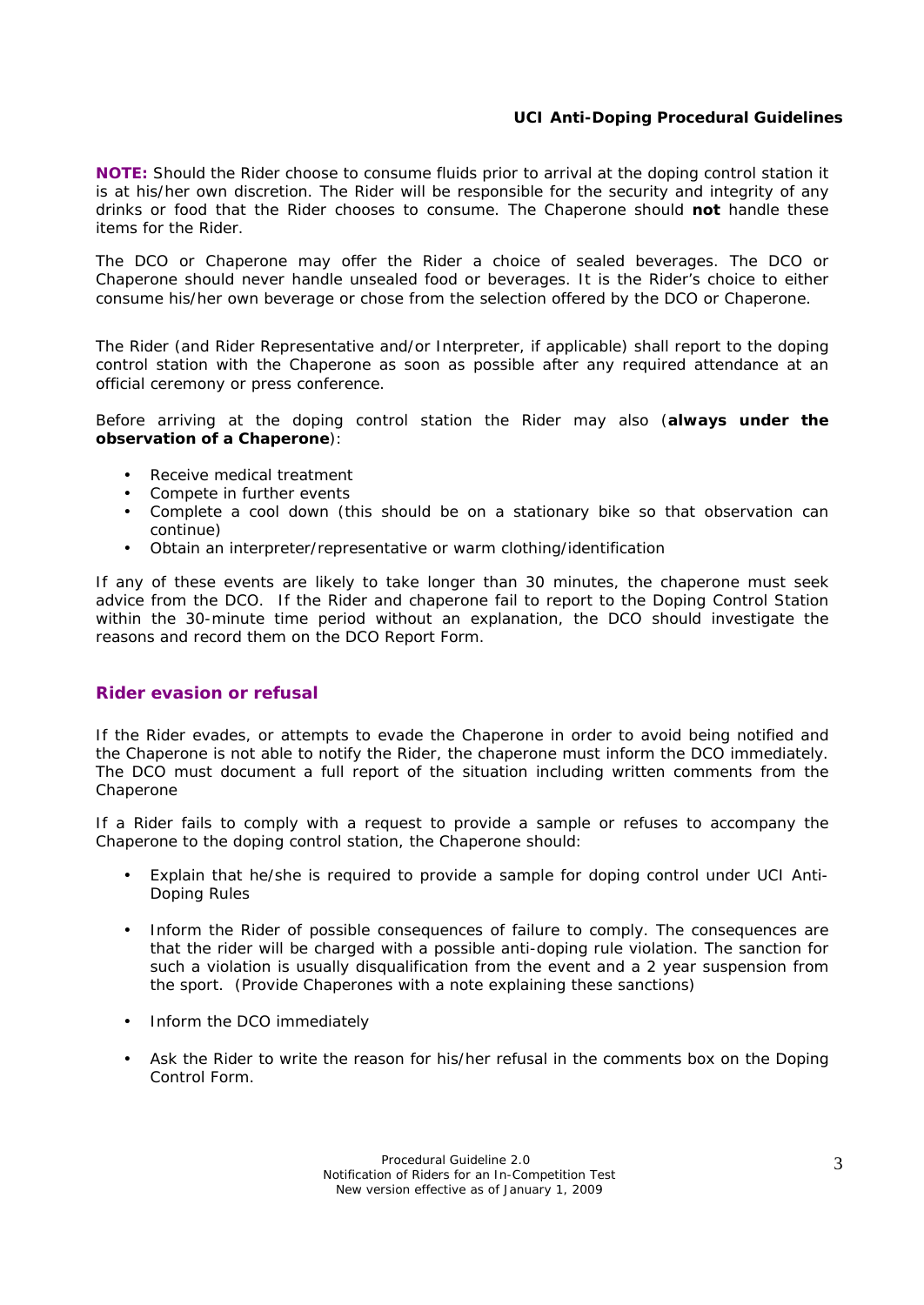**NOTE:** Should the Rider choose to consume fluids prior to arrival at the doping control station it is at his/her own discretion. The Rider will be responsible for the security and integrity of any drinks or food that the Rider chooses to consume. The Chaperone should **not** handle these items for the Rider.

The DCO or Chaperone may offer the Rider a choice of sealed beverages. The DCO or Chaperone should never handle unsealed food or beverages. It is the Rider's choice to either consume his/her own beverage or chose from the selection offered by the DCO or Chaperone.

The Rider (and Rider Representative and/or Interpreter, if applicable) shall report to the doping control station with the Chaperone as soon as possible after any required attendance at an official ceremony or press conference.

Before arriving at the doping control station the Rider may also (**always under the observation of a Chaperone**):

- Receive medical treatment
- Compete in further events
- Complete a cool down (this should be on a stationary bike so that observation can continue)
- Obtain an interpreter/representative or warm clothing/identification

If any of these events are likely to take longer than 30 minutes, the chaperone must seek advice from the DCO. If the Rider and chaperone fail to report to the Doping Control Station within the 30-minute time period without an explanation, the DCO should investigate the reasons and record them on the DCO Report Form.

## Rider evasion or refusal

If the Rider evades, or attempts to evade the Chaperone in order to avoid being notified and the Chaperone is not able to notify the Rider, the chaperone must inform the DCO immediately. The DCO must document a full report of the situation including written comments from the Chaperone

If a Rider fails to comply with a request to provide a sample or refuses to accompany the Chaperone to the doping control station, the Chaperone should:

- Explain that he/she is required to provide a sample for doping control under UCI Anti-Doping Rules
- Inform the Rider of possible consequences of failure to comply. The consequences are that the rider will be charged with a possible anti-doping rule violation. The sanction for such a violation is usually disqualification from the event and a 2 year suspension from the sport. (Provide Chaperones with a note explaining these sanctions)
- Inform the DCO immediately
- Ask the Rider to write the reason for his/her refusal in the comments box on the Doping Control Form.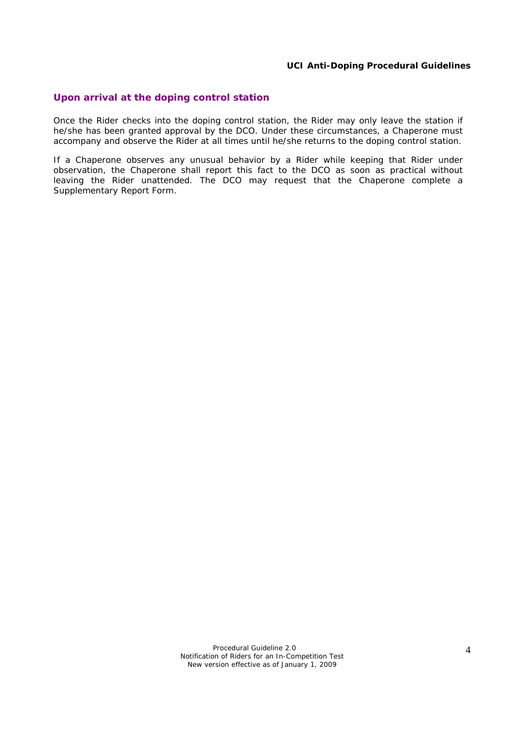### Upon arrival at the doping control station

Once the Rider checks into the doping control station, the Rider may only leave the station if he/she has been granted approval by the DCO. Under these circumstances, a Chaperone must accompany and observe the Rider at all times until he/she returns to the doping control station.

If a Chaperone observes any unusual behavior by a Rider while keeping that Rider under observation, the Chaperone shall report this fact to the DCO as soon as practical without leaving the Rider unattended. The DCO may request that the Chaperone complete a Supplementary Report Form.